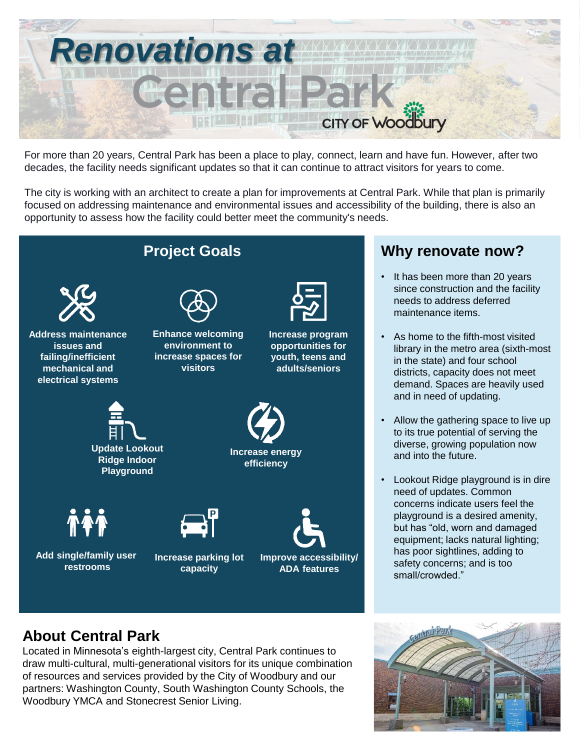# Renovations at Central Park

CITY OF Woodbury

For more than 20 years, Central Park has been a place to play, connect, learn and have fun. However, after two decades, the facility needs significant updates so that it can continue to attract visitors for years to come.

The city is working with an architect to create a plan for improvements at Central Park. While that plan is primarily focused on addressing maintenance and environmental issues and accessibility of the building, there is also an opportunity to assess how the facility could better meet the community's needs.

## Project Goals

- **Address maintenance issues and failing/inefficient mechanical and electrical systems**
- **Enhance welcoming environment to increase spaces for visitors**
- **Increase program opportunities for youth, teens and adults/seniors**
- **Update Lookout Ridge Indoor Playground**
- **Increase energy efficiency**
- **Add single/family user restrooms**
- **Increase parking lot capacity**
- **Improve accessibility/ ADA features**

## Why renovate now?

- It has been more than 20 years since construction and the facility needs to address deferred maintenance items.
- As home to the fifth-most visited library in the metro area (sixth-most in the state) and four school districts, capacity does not meet demand. Spaces are heavily used and in need of updating.
- Allow the gathering space to live up to its true potential of serving the diverse, growing population now and into the future.
- Lookout Ridge playground is in dire need of updates. Common concerns indicate users feel the playground is a desired amenity, but has "old, worn and damaged equipment; lacks natural lighting; has poor sightlines, adding to safety concerns; and is too small/crowded."

## About Central Park

Located in Minnesota's eighth-largest city, Central Park continues to draw multi-cultural, multi-generational visitors for its unique combination of resources and services provided by the City of Woodbury and our partners: Washington County, South Washington County Schools, the Woodbury YMCA and Stonecrest Senior Living.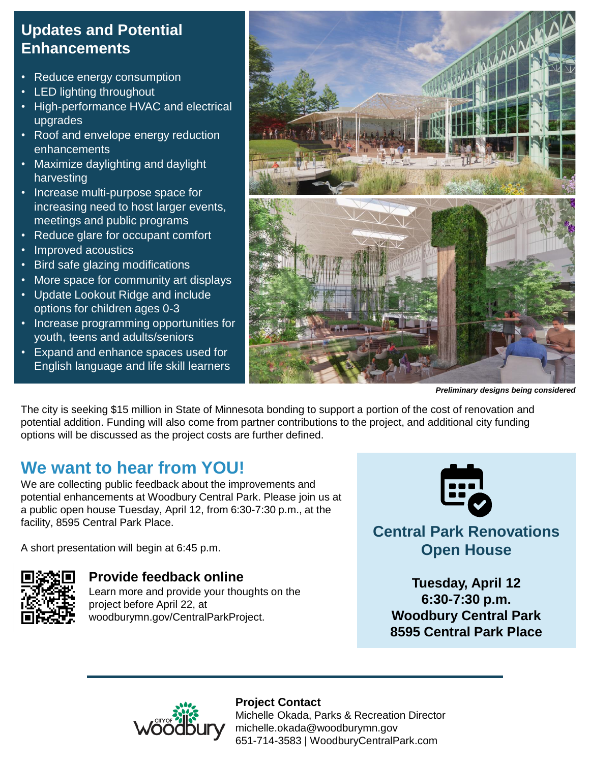## Updates and Potential Enhancements

- Reduce energy consumption
- LED lighting throughout
- High-performance HVAC and electrical upgrades
- Roof and envelope energy reduction enhancements
- Maximize daylighting and daylight harvesting
- Increase multi-purpose space for increasing need to host larger events, meetings and public programs
- Reduce glare for occupant comfort
- Improved acoustics
- Bird safe glazing modifications
- More space for community art displays
- Update Lookout Ridge and include options for children ages 0-3
- Increase programming opportunities for youth, teens and adults/seniors
- Expand and enhance spaces used for English language and life skill learners

*Preliminary designs being considered*

The city is seeking $15 million in State of Minnesota bonding to support a portion of the cost of renovation and potential addition. Funding will also come from partner contributions to the project, and additional city funding options will be discussed as the project costs are further defined.

## We want to hear from YOU!

We are collecting public feedback about the improvements and potential enhancements at Woodbury Central Park. Please join us at a public open house Tuesday, April 12, from 6:30-7:30 p.m., at the facility, 8595 Central Park Place.

A short presentation will begin at 6:45 p.m.

### Provide feedback online

Learn more and provide your thoughts on the project before April 22, at woodburymn.gov/CentralParkProject.

### Central Park Renovations Open House

**Tuesday, April 12**
**6:30-7:30 p.m.**
**Woodbury Central Park**
**8595 Central Park Place**

---

**Project Contact**
Michelle Okada, Parks & Recreation Director
michelle.okada@woodburymn.gov
651-714-3583 | WoodburyCentralPark.com